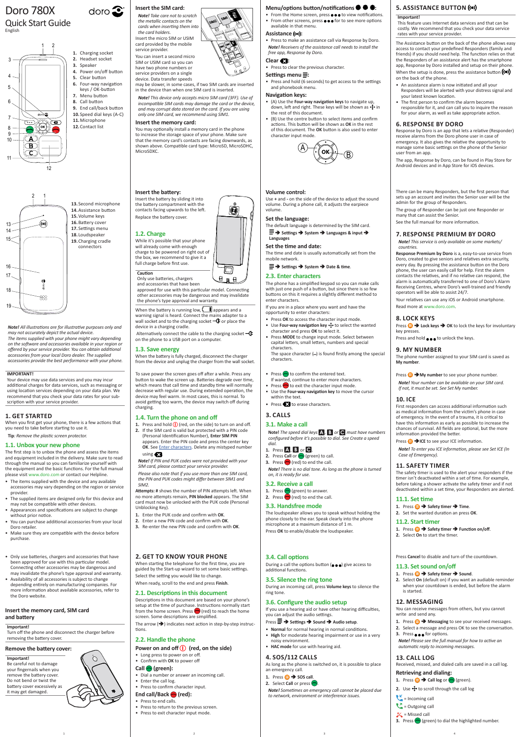# Doro 780X

## Quick Start Guide

English

1. Charging socket
2. Headset socket
3. Speaker
4. Power on/off button
5. Clear button
6. Four-way navigation keys / OK-button
7. Menu button
8. Call button
9. End call/back button
10. Speed dial keys (A-C)
11. Microphone
12. Contact list

13. Second microphone
14. Assistance button
15. Volume keys
16. Battery cover
17. Settings menu
18. Loudspeaker
19. Charging cradle connectors

*Note! All illustrations are for illustrative purposes only and may not accurately depict the actual device.*

*The items supplied with your phone might vary depending on the software and accessories available in your region or offered by your service provider. You can obtain additional accessories from your local Doro dealer. The supplied accessories provide the best performance with your phone.*

**IMPORTANT!**

Your device may use data services and you may incur additional charges for data services, such as messaging or using location services depending on your data plan. We recommend that you check your data rates for your subscription with your service provider.

## 1. GET STARTED

When you first get your phone, there is a few actions that you need to take before starting to use it.

**Tip**: *Remove the plastic screen protector.*

### 1.1. Unbox your new phone

The first step is to unbox the phone and assess the items and equipment included in the delivery. Make sure to read through the manual so you can familiarize yourself with the equipment and the basic functions. For the full manual please visit www.doro.com or contact our Helpline.

- The items supplied with the device and any available accessories may vary depending on the region or service provider.
- The supplied items are designed only for this device and may not be compatible with other devices.
- Appearances and specifications are subject to change without prior notice.
- You can purchase additional accessories from your local Doro retailer.
- Make sure they are compatible with the device before purchase.
- Only use batteries, chargers and accessories that have been approved for use with this particular model. Connecting other accessories may be dangerous and may invalidate the phone's type approval and warranty.
- Availability of all accessories is subject to change depending entirely on manufacturing companies. For more information about available accessories, refer to the Doro website.

### Insert the memory card, SIM card and battery

**Important!**

Turn off the phone and disconnect the charger before removing the battery cover.

### Remove the battery cover:

**Important!**

Be careful not to damage your fingernails when you remove the battery cover. Do not bend or twist the battery cover excessively as it may get damaged.

### Insert the SIM card:

*Note! Take care not to scratch the metallic contacts on the cards when inserting them into the card holders.*

Insert the micro SIM or USIM card provided by the mobile service provider.

You can insert a second micro SIM or USIM card so you can have two phone numbers or service providers on a single device. Data transfer speeds may be slower, in some cases, if two SIM cards are inserted in the device than when one SIM card is inserted.

*Note! This device only accepts micro SIM card (3FF). Use of incompatible SIM cards may damage the card or the device, and may corrupt data stored on the card. If you are using only one SIM card, we recommend using SIM1.*

### Insert the memory card:

You may optionally install a memory card in the phone to increase the storage space of your phone. Make sure that the memory card's contacts are facing downwards, as shown above. Compatible card type: MicroSD, MicroSDHC, MicroSDXC.

### Insert the battery:

Insert the battery by sliding it into the battery compartment with the contacts facing upwards to the left.

Replace the battery cover.

### 1.2. Charge

While it's possible that your phone will already come with enough charge to be powered on right out of the box, we recommend to give it a full charge before first use.

**Caution**

Only use batteries, chargers and accessories that have been approved for use with this particular model. Connecting other accessories may be dangerous and may invalidate the phone's type approval and warranty.

When the battery is running low, [battery icon] appears and a warning signal is heard. Connect the mains adapter to a wall socket and to the charging socket or place the device in a charging cradle.

Alternatively connect the cable to the charging socket on the phone to a USB port on a computer.

### 1.3. Save energy

When the battery is fully charged, disconnect the charger from the device and unplug the charger from the wall socket.

To save power the screen goes off after a while. Press any button to wake the screen up. Batteries degrade over time, which means that call time and standby time will normally decrease with regular use. During extended operation, the device may feel warm. In most cases, this is normal. To avoid getting too warm, the device may switch off during charging.

### 1.4. Turn the phone on and off

1. Press and hold (red, on the side) to turn on and off.
2. If the SIM card is valid but protected with a PIN code (Personal Identification Number), **Enter SIM PIN** appears. Enter the PIN code and press the center key **OK**. See Enter characters. Delete any mistyped number using [Clear].

*Note! If PIN and PUK codes were not provided with your SIM card, please contact your service provider.*

*Please also note that if you use more than one SIM card, the PIN and PUK codes might differ between SIM1 and SIM2.*

**Attempts: #** shows the number of PIN attempts left. When no more attempts remain, **PIN blocked** appears. The SIM card must now be unlocked with the PUK code (Personal Unblocking Key).

1. Enter the PUK code and confirm with **OK**.
2. Enter a new PIN code and confirm with **OK**.
3. Re-enter the new PIN code and confirm with **OK**.

## 2. GET TO KNOW YOUR PHONE

When starting the telephone for the first time, you are guided by the Start-up wizard to set some basic settings.

Select the setting you would like to change.

When ready, scroll to the end and press **Finish**.

### 2.1. Descriptions in this document

Descriptions in this document are based on your phone's setup at the time of purchase. Instructions normally start from the home screen. Press (red) to reach the home screen. Some descriptions are simplified.

The arrow (➔) indicates next action in step-by-step instructions.

### 2.2. Handle the phone

#### Power on and off (red, on the side)

- Long press to power on or off.
- Confirm with **OK** to power off

#### Call (green):

- Dial a number or answer an incoming call.
- Enter the call log.
- Press to confirm character input.

#### End call/Back (red):

- Press to end calls.
- Press to return to the previous screen.
- Press to exit character input mode.

#### Menu/options button/notifications ●●●:

- From the Home screen, press ●●● to view notifications.
- From other screens, press ●●● for to see more options available in that menu.

#### Assistance ((•)):

- Press to make an assistance call via Response by Doro.

*Note! Receivers of the assistance call needs to install the free app, Response by Doro.*

#### Clear:

- Press to clear the previous character.

#### Settings menu:

- Press and hold (6 seconds) to get access to the settings and phonebook menu.

#### Navigation keys:

- (A) Use the **Four-way navigation keys** to navigate up, down, left and right. These keys will be shown as ✣ in the rest of this document.
- (B) Use the centre button to select items and confirm actions. This button will be shown as **OK** in the rest of this document. The **OK** button is also used to enter character input mode.

### Volume control:

Use + and - on the side of the device to adjust the sound volume. During a phone call, it adjusts the earpiece volume.

### Set the language:

The default language is determined by the SIM card.

☰ ➔ **Settings** ➔ **System** ➔ **Languages & input** ➔ **Languages**

### Set the time and date:

The time and date is usually automatically set from the mobile network.

☰ ➔ **Settings** ➔ **System** ➔ **Date & time**.

### 2.3. Enter characters

The phone has a simplified keypad so you can make calls with just one push of a button, but since there is so few buttons on this it requires a slightly different method to enter characters.

If you are in a place where you want and have the opportunity to enter characters:

- Press **OK** to access the character input mode.
- Use **Four-way navigation key** ✣ to select the wanted character and press **OK** to select it.
- Press **MODE** to change input mode. Select between capital letters, small letters, numbers and special characters.

  The space character (␣) is found firstly among the special characters.

- Press (green) to confirm the entered text.

  If wanted, continue to enter more characters.
- Press (red) to exit the character input mode.
- Use the **Four-way navigation key** to move the cursor within the text.
- Press [Clear] to erase characters.

## 3. CALLS

### 3.1. Make a call

**Note!** *The speed dial keys* **A**, **B** *or* **C** *must have numbers configured before it's possible to dial. See Create a speed dial.*

1. Press **A**, **B** or **C**.
2. Press **Call** or (green) to call.
3. Press (red) to end the call.

*Note! There is no dial tone. As long as the phone is turned on, it is ready for use.*

### 3.2. Receive a call

1. Press (green) to answer.
2. Press (red) to end the call.

### 3.3. Handsfree mode

The loudspeaker allows you to speak without holding the phone closely to the ear. Speak clearly into the phone microphone at a maximum distance of 1 m.

Press **OK** to enable/disable the loudspeaker.

### 3.4. Call options

During a call the options button (●●●) give access to additional functions.

### 3.5. Silence the ring tone

During an incoming call, press **Volume keys** to silence the ring tone.

### 3.6. Configure the audio setup

If you use a hearing aid or have other hearing difficulties, you can adjust the audio settings.

Press ☰ ➔ **Settings** ➔ **Sound** ➔ **Audio setup**.

- **Normal** for normal hearing in normal conditions.
- **High** for moderate hearing impairment or use in a very noisy environment.
- **HAC mode** for use with hearing aid.

## 4. SOS/112 CALLS

As long as the phone is switched on, it is possible to place an emergency call.

1. Press ☰ ➔ **SOS call**.
2. Select **Call** or press (green).

*Note! Sometimes an emergency call cannot be placed due to network, environment or interference issues.*

## 5. ASSISTANCE BUTTON ((•))

**Important!**

This feature uses Internet data services and that can be costly. We recommend that you check your data service rates with your service provider.

The Assistance button on the back of the phone allows easy access to contact your predefined Responders (family and friends) if you should need help. The function relies on that the Responders of an assistance alert has the smartphone app, Response by Doro installed and setup on their phone.

When the setup is done, press the assistance button ((•)) on the back of the phone.

- An assistance alarm is now initiated and all your Responders will be alerted with your distress signal and your latest known location.
- The first person to confirm the alarm becomes responsible for it, and can call you to inquire the reason for your alarm, as well as take appropriate action.

## 6. RESPONSE BY DORO

Response by Doro is an app that lets a relative (Responder) receive alarms from the Doro phone user in case of emergency. It also gives the relative the opportunity to manage some basic settings on the phone of the Senior user from an app.

The app, Response by Doro, can be found in Play Store for Android devices and in App Store for iOS devices.

There can be many Responders, but the first person that sets up an account and invites the Senior user will be the admin for the group of Responders.

The group of Responder can be just one Responder or many that can assist the Senior.

See the full manual for more information.

## 7. RESPONSE PREMIUM BY DORO

*Note! This service is only available on some markets/countries.*

**Response Premium by Doro** is a, easy-to-use service from Doro, created to give seniors and relatives extra security, every day. By pressing the assistance button on the Doro phone, the user can easily call for help. First the alarm contacts the relatives, and if no relative can respond, the alarm is automatically transferred to one of Doro's Alarm Receiving Centres, where Doro's well-trained and friendly operators will be able to assist 24/7.

Your relatives can use any iOS or Android smartphone.

Read more at www.doro.com.

## 8. LOCK KEYS

Press ☰ ➔ **Lock keys** ➔ **OK** to lock the keys for involuntary key presses.

Press and hold ●●● to unlock the keys.

## 9. MY NUMBER

The phone number assigned to your SIM card is saved as **My number**.

Press ☰ ➔ **My number** to see your phone number.

*Note! Your number can be available on your SIM card. If not, it must be set. See Set My number.*

## 10. ICE

First responders can access additional information such as medical information from the victim's phone in case of emergency. In the event of a trauma, it is critical to have this information as early as possible to increase the chances of survival. All fields are optional, but the more information provided the better.

Press ☰ ➔ **ICE** to see your ICE information.

*Note! To enter you ICE information, please see Set ICE (In Case of Emergency).*

## 11. SAFETY TIMER

The safety timer is used to the alert your responders if the timer isn't deactivated within a set of time. For example, before taking a shower activate the safety timer and if not deactivated within a set time, your Responders are alerted.

### 11.1. Set time

1. Press ☰ ➔ **Safety timer** ➔ **Time**.
2. Set the wanted duration an press **OK**.

### 11.2. Start timer

1. Press ☰ ➔ **Safety timer** ➔ **Function on/off**.
2. Select **On** to start the timer.

Press **Cancel** to disable and turn of the countdown.

### 11.3. Set sound on/off

1. Press ☰ ➔ **Safety timer** ➔ **Sound**.
2. Select **On** (default on) if you want an audiable reminder when your countdown is ended, but before the alarm is started.

## 12. MESSAGING

You can receive messages from others, but you cannot write and send any.

1. Press ☰ ➔ **Messaging** to see your received messages.
2. Select a message and press OK to see the conversation.
3. Press ●●● for options.

*Note! Please see the full manual for how to active an automatic reply to incoming messages.*

## 13. CALL LOG

Received, missed, and dialed calls are saved in a call log.

### Retrieving and dialing:

1. Press ☰ ➔ **Call log** or (green).
2. Use ✣ to scroll through the call log

- = Incoming call
- = Outgoing call
- = Missed call

3. Press (green) to dial the highlighted number.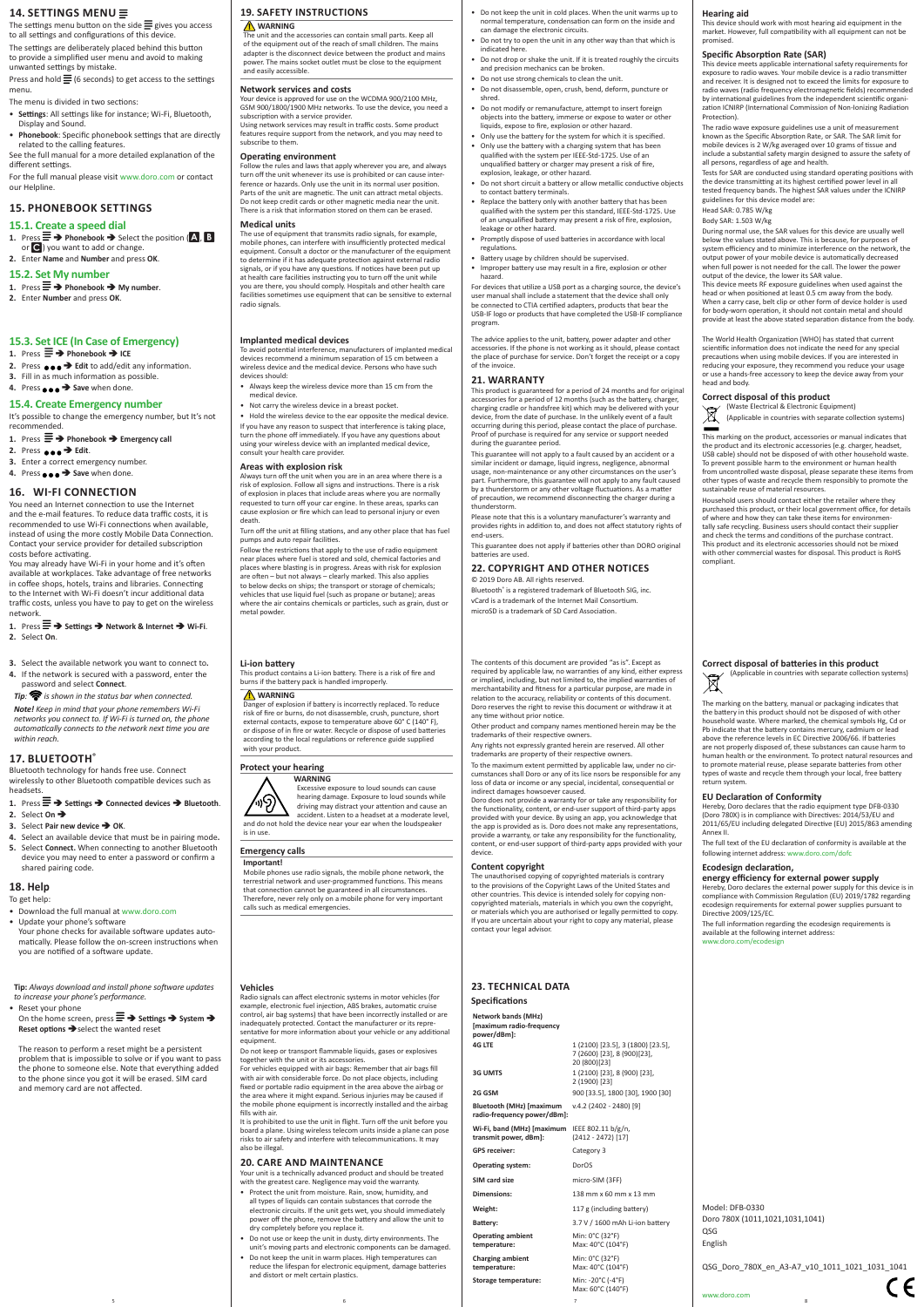## 14. SETTINGS MENU ☰

The settings menu button on the side ☰ gives you access to all settings and configurations of this device.

The settings are deliberately placed behind this button to provide a simplified user menu and avoid to making unwanted settings by mistake.

Press and hold ☰ (6 seconds) to get access to the settings menu.

The menu is divided in two sections:

- **Settings**: All settings like for instance; Wi-Fi, Bluetooth, Display and Sound.
- **Phonebook**: Specific phonebook settings that are directly related to the calling features.

See the full manual for a more detailed explanation of the different settings.

For the full manual please visit www.doro.com or contact our Helpline.

## 15. PHONEBOOK SETTINGS

### 15.1. Create a speed dial

1. Press ☰ ➔ **Phonebook** ➔ Select the position (A, B or C) you want to add or change.
2. Enter **Name** and **Number** and press **OK**.

### 15.2. Set My number

1. Press ☰ ➔ **Phonebook** ➔ **My number**.
2. Enter **Number** and press **OK**.

### 15.3. Set ICE (In Case of Emergency)

1. Press ☰ ➔ **Phonebook** ➔ **ICE**
2. Press ●●● ➔ **Edit** to add/edit any information.
3. Fill in as much information as possible.
4. Press ●●● ➔ **Save** when done.

### 15.4. Create Emergency number

It's possible to change the emergency number, but It's not recommended.

1. Press ☰ ➔ **Phonebook** ➔ **Emergency call**
2. Press ●●● ➔ **Edit**.
3. Enter a correct emergency number.
4. Press ●●● ➔ **Save** when done.

## 16. WI-FI CONNECTION

You need an Internet connection to use the Internet and the e-mail features. To reduce data traffic costs, it is recommended to use Wi-Fi connections when available, instead of using the more costly Mobile Data Connection. Contact your service provider for detailed subscription costs before activating.

You may already have Wi-Fi in your home and it's often available at workplaces. Take advantage of free networks in coffee shops, hotels, trains and libraries. Connecting to the Internet with Wi-Fi doesn't incur additional data traffic costs, unless you have to pay to get on the wireless network.

1. Press ☰ ➔ **Settings** ➔ **Network & Internet** ➔ **Wi-Fi**.
2. Select **On**.
3. Select the available network you want to connect to**.**
4. If the network is secured with a password, enter the password and select **Connect**.

*Tip:* is shown in the status bar when connected.

***Note!*** *Keep in mind that your phone remembers Wi-Fi networks you connect to. If Wi-Fi is turned on, the phone automatically connects to the network next time you are within reach.*

## 17. BLUETOOTH®

Bluetooth technology for hands free use. Connect wirelessly to other Bluetooth compatible devices such as headsets.

1. Press ☰ ➔ **Settings** ➔ **Connected devices** ➔ **Bluetooth**.
2. Select **On** ➔
3. Select **Pair new device** ➔ **OK**.
4. Select an available device that must be in pairing mode**.**
5. Select **Connect.** When connecting to another Bluetooth device you may need to enter a password or confirm a shared pairing code.

## 18. Help

To get help:

- Download the full manual at www.doro.com
- Update your phone's software
  Your phone checks for available software updates automatically. Please follow the on-screen instructions when you are notified of a software update.

**Tip:** *Always download and install phone software updates to increase your phone's performance.*

- Reset your phone
  On the home screen, press ☰ ➔ **Settings** ➔ **System** ➔ **Reset options** ➔select the wanted reset

The reason to perform a reset might be a persistent problem that is impossible to solve or if you want to pass the phone to someone else. Note that everything added to the phone since you got it will be erased. SIM card and memory card are not affected.

## 19. SAFETY INSTRUCTIONS

**⚠ WARNING**

The unit and the accessories can contain small parts. Keep all of the equipment out of the reach of small children. The mains adapter is the disconnect device between the product and mains power. The mains socket outlet must be close to the equipment and easily accessible.

### Network services and costs

Your device is approved for use on the WCDMA 900/2100 MHz, GSM 900/1800/1900 MHz networks. To use the device, you need a subscription with a service provider.

Using network services may result in traffic costs. Some product features require support from the network, and you may need to subscribe to them.

### Operating environment

Follow the rules and laws that apply wherever you are, and always turn off the unit whenever its use is prohibited or can cause interference or hazards. Only use the unit in its normal user position. Parts of the unit are magnetic. The unit can attract metal objects. Do not keep credit cards or other magnetic media near the unit. There is a risk that information stored on them can be erased.

### Medical units

The use of equipment that transmits radio signals, for example, mobile phones, can interfere with insufficiently protected medical equipment. Consult a doctor or the manufacturer of the equipment to determine if it has adequate protection against external radio signals, or if you have any questions. If notices have been put up at health care facilities instructing you to turn off the unit while you are there, you should comply. Hospitals and other health care facilities sometimes use equipment that can be sensitive to external radio signals.

### Implanted medical devices

To avoid potential interference, manufacturers of implanted medical devices recommend a minimum separation of 15 cm between a wireless device and the medical device. Persons who have such devices should:

- Always keep the wireless device more than 15 cm from the medical device.
- Not carry the wireless device in a breast pocket.
- Hold the wireless device to the ear opposite the medical device.

If you have any reason to suspect that interference is taking place, turn the phone off immediately. If you have any questions about using your wireless device with an implanted medical device, consult your health care provider.

### Areas with explosion risk

Always turn off the unit when you are in an area where there is a risk of explosion. Follow all signs and instructions. There is a risk of explosion in places that include areas where you are normally requested to turn off your car engine. In these areas, sparks can cause explosion or fire which can lead to personal injury or even death.

Turn off the unit at filling stations, and any other place that has fuel pumps and auto repair facilities.

Follow the restrictions that apply to the use of radio equipment near places where fuel is stored and sold, chemical factories and places where blasting is in progress. Areas with risk for explosion are often – but not always – clearly marked. This also applies to below decks on ships; the transport or storage of chemicals; vehicles that use liquid fuel (such as propane or butane); areas where the air contains chemicals or particles, such as grain, dust or metal powder.

### Li-ion battery

This product contains a Li-ion battery. There is a risk of fire and burns if the battery pack is handled improperly.

**⚠ WARNING**

Danger of explosion if battery is incorrectly replaced. To reduce risk of fire or burns, do not disassemble, crush, puncture, short external contacts, expose to temperature above 60° C (140° F), or dispose of in fire or water. Recycle or dispose of used batteries according to the local regulations or reference guide supplied with your product.

### Protect your hearing

**WARNING**

Excessive exposure to loud sounds can cause hearing damage. Exposure to loud sounds while driving may distract your attention and cause an accident. Listen to a headset at a moderate level, and do not hold the device near your ear when the loudspeaker is in use.

### Emergency calls

**Important!**

Mobile phones use radio signals, the mobile phone network, the terrestrial network and user-programmed functions. This means that connection cannot be guaranteed in all circumstances. Therefore, never rely only on a mobile phone for very important calls such as medical emergencies.

### Vehicles

Radio signals can affect electronic systems in motor vehicles (for example, electronic fuel injection, ABS brakes, automatic cruise control, air bag systems) that have been incorrectly installed or are inadequately protected. Contact the manufacturer or its representative for more information about your vehicle or any additional equipment.

Do not keep or transport flammable liquids, gases or explosives together with the unit or its accessories.

For vehicles equipped with air bags: Remember that air bags fill with air with considerable force. Do not place objects, including fixed or portable radio equipment in the area above the airbag or the area where it might expand. Serious injuries may be caused if the mobile phone equipment is incorrectly installed and the airbag fills with air.

It is prohibited to use the unit in flight. Turn off the unit before you board a plane. Using wireless telecom units inside a plane can pose risks to air safety and interfere with telecommunications. It may also be illegal.

## 20. CARE AND MAINTENANCE

Your unit is a technically advanced product and should be treated with the greatest care. Negligence may void the warranty.

- Protect the unit from moisture. Rain, snow, humidity, and all types of liquids can contain substances that corrode the electronic circuits. If the unit gets wet, you should immediately power off the phone, remove the battery and allow the unit to dry completely before you replace it.
- Do not use or keep the unit in dusty, dirty environments. The unit's moving parts and electronic components can be damaged.
- Do not keep the unit in warm places. High temperatures can reduce the lifespan for electronic equipment, damage batteries and distort or melt certain plastics.
- Do not keep the unit in cold places. When the unit warms up to normal temperature, condensation can form on the inside and can damage the electronic circuits.
- Do not try to open the unit in any other way than that which is indicated here.
- Do not drop or shake the unit. If it is treated roughly the circuits and precision mechanics can be broken.
- Do not use strong chemicals to clean the unit.
- Do not disassemble, open, crush, bend, deform, puncture or shred.
- Do not modify or remanufacture, attempt to insert foreign objects into the battery, immerse or expose to water or other liquids, expose to fire, explosion or other hazard.
- Only use the battery for the system for which it is specified.
- Only use the battery with a charging system that has been qualified with the system per IEEE-Std-1725. Use of an unqualified battery or charger may present a risk of fire, explosion, leakage, or other hazard.
- Do not short circuit a battery or allow metallic conductive objects to contact battery terminals.
- Replace the battery only with another battery that has been qualified with the system per this standard, IEEE-Std-1725. Use of an unqualified battery may present a risk of fire, explosion, leakage or other hazard.
- Promptly dispose of used batteries in accordance with local regulations.
- Battery usage by children should be supervised.
- Improper battery use may result in a fire, explosion or other hazard.

For devices that utilize a USB port as a charging source, the device's user manual shall include a statement that the device shall only be connected to CTIA certified adapters, products that bear the USB-IF logo or products that have completed the USB-IF compliance program.

The advice applies to the unit, battery, power adapter and other accessories. If the phone is not working as it should, please contact the place of purchase for service. Don't forget the receipt or a copy of the invoice.

## 21. WARRANTY

This product is guaranteed for a period of 24 months and for original accessories for a period of 12 months (such as the battery, charger, charging cradle or handsfree kit) which may be delivered with your device, from the date of purchase. In the unlikely event of a fault occurring during this period, please contact the place of purchase. Proof of purchase is required for any service or support needed during the guarantee period.

This guarantee will not apply to a fault caused by an accident or a similar incident or damage, liquid ingress, negligence, abnormal usage, non-maintenance or any other circumstances on the user's part. Furthermore, this guarantee will not apply to any fault caused by a thunderstorm or any other voltage fluctuations. As a matter of precaution, we recommend disconnecting the charger during a thunderstorm.

Please note that this is a voluntary manufacturer's warranty and provides rights in addition to, and does not affect statutory rights of end-users.

This guarantee does not apply if batteries other than DORO original batteries are used.

## 22. COPYRIGHT AND OTHER NOTICES

© 2019 Doro AB. All rights reserved.

Bluetooth® is a registered trademark of Bluetooth SIG, inc.

vCard is a trademark of the Internet Mail Consortium.

microSD is a trademark of SD Card Association.

The contents of this document are provided "as is". Except as required by applicable law, no warranties of any kind, either express or implied, including, but not limited to, the implied warranties of merchantability and fitness for a particular purpose, are made in relation to the accuracy, reliability or contents of this document. Doro reserves the right to revise this document or withdraw it at any time without prior notice.

Other product and company names mentioned herein may be the trademarks of their respective owners.

Any rights not expressly granted herein are reserved. All other trademarks are property of their respective owners.

To the maximum extent permitted by applicable law, under no circumstances shall Doro or any of its lice nsors be responsible for any loss of data or income or any special, incidental, consequential or indirect damages howsoever caused.

Doro does not provide a warranty for or take any responsibility for the functionality, content, or end-user support of third-party apps provided with your device. By using an app, you acknowledge that the app is provided as is. Doro does not make any representations, provide a warranty, or take any responsibility for the functionality, content, or end-user support of third-party apps provided with your device.

### Content copyright

The unauthorised copying of copyrighted materials is contrary to the provisions of the Copyright Laws of the United States and other countries. This device is intended solely for copying non-copyrighted materials, materials in which you own the copyright, or materials which you are authorised or legally permitted to copy. If you are uncertain about your right to copy any material, please contact your legal advisor.

## 23. TECHNICAL DATA

### Specifications

| | |
|---|---|
| **Network bands (MHz) [maximum radio-frequency power/dBm]:** | |
| **4G LTE** | 1 (2100) [23.5], 3 (1800) [23.5], 7 (2600) [23], 8 (900)[23], 20 (800)[23] |
| **3G UMTS** | 1 (2100) [23], 8 (900) [23], 2 (1900) [23] |
| **2G GSM** | 900 [33.5], 1800 [30], 1900 [30] |
| **Bluetooth (MHz) [maximum radio-frequency power/dBm]:** | v.4.2 (2402 - 2480) [9] |
| **Wi-Fi, band (MHz) [maximum transmit power, dBm]:** | IEEE 802.11 b/g/n, (2412 - 2472) [17] |
| **GPS receiver:** | Category 3 |
| **Operating system:** | DorOS |
| **SIM card size** | micro-SIM (3FF) |
| **Dimensions:** | 138 mm x 60 mm x 13 mm |
| **Weight:** | 117 g (including battery) |
| **Battery:** | 3.7 V / 1600 mAh Li-ion battery |
| **Operating ambient temperature:** | Min: 0°C (32°F) Max: 40°C (104°F) |
| **Charging ambient temperature:** | Min: 0°C (32°F) Max: 40°C (104°F) |
| **Storage temperature:** | Min: -20°C (-4°F) Max: 60°C (140°F) |

### Hearing aid

This device should work with most hearing aid equipment in the market. However, full compatibility with all equipment can not be promised.

### Specific Absorption Rate (SAR)

This device meets applicable international safety requirements for exposure to radio waves. Your mobile device is a radio transmitter and receiver. It is designed not to exceed the limits for exposure to radio waves (radio frequency electromagnetic fields) recommended by international guidelines from the independent scientific organization ICNIRP (International Commission of Non-Ionizing Radiation Protection).

The radio wave exposure guidelines use a unit of measurement known as the Specific Absorption Rate, or SAR. The SAR limit for mobile devices is 2 W/kg averaged over 10 grams of tissue and include a substantial safety margin designed to assure the safety of all persons, regardless of age and health.

Tests for SAR are conducted using standard operating positions with the device transmitting at its highest certified power level in all tested frequency bands. The highest SAR values under the ICNIRP guidelines for this device model are:

Head SAR: 0.785 W/kg

Body SAR: 1.503 W/kg

During normal use, the SAR values for this device are usually well below the values stated above. This is because, for purposes of system efficiency and to minimize interference on the network, the output power of your mobile device is automatically decreased when full power is not needed for the call. The lower the power output of the device, the lower its SAR value.

This device meets RF exposure guidelines when used against the head or when positioned at least 0.5 cm away from the body. When a carry case, belt clip or other form of device holder is used for body-worn operation, it should not contain metal and should provide at least the above stated separation distance from the body.

The World Health Organization (WHO) has stated that current scientific information does not indicate the need for any special precautions when using mobile devices. If you are interested in reducing your exposure, they recommend you reduce your usage or use a hands-free accessory to keep the device away from your head and body.

### Correct disposal of this product

(Waste Electrical & Electronic Equipment)

(Applicable in countries with separate collection systems)

This marking on the product, accessories or manual indicates that the product and its electronic accessories (e.g. charger, headset, USB cable) should not be disposed of with other household waste. To prevent possible harm to the environment or human health from uncontrolled waste disposal, please separate these items from other types of waste and recycle them responsibly to promote the sustainable reuse of material resources.

Household users should contact either the retailer where they purchased this product, or their local government office, for details of where and how they can take these items for environmentally safe recycling. Business users should contact their supplier and check the terms and conditions of the purchase contract. This product and its electronic accessories should not be mixed with other commercial wastes for disposal. This product is RoHS compliant.

### Correct disposal of batteries in this product

(Applicable in countries with separate collection systems)

The marking on the battery, manual or packaging indicates that the battery in this product should not be disposed of with other household waste. Where marked, the chemical symbols Hg, Cd or Pb indicate that the battery contains mercury, cadmium or lead above the reference levels in EC Directive 2006/66. If batteries are not properly disposed of, these substances can cause harm to human health or the environment. To protect natural resources and to promote material reuse, please separate batteries from other types of waste and recycle them through your local, free battery return system.

### EU Declaration of Conformity

Hereby, Doro declares that the radio equipment type DFB-0330 (Doro 780X) is in compliance with Directives: 2014/53/EU and 2011/65/EU including delegated Directive (EU) 2015/863 amending Annex II.

The full text of the EU declaration of conformity is available at the following internet address: www.doro.com/dofc

### Ecodesign declaration, energy efficiency for external power supply

Hereby, Doro declares the external power supply for this device is in compliance with Commission Regulation (EU) 2019/1782 regarding ecodesign requirements for external power supplies pursuant to Directive 2009/125/EC.

The full information regarding the ecodesign requirements is available at the following internet address:
www.doro.com/ecodesign

Model: DFB-0330
Doro 780X (1011,1021,1031,1041)
QSG
English

QSG_Doro_780X_en_A3-A7_v10_1011_1021_1031_1041

www.doro.com